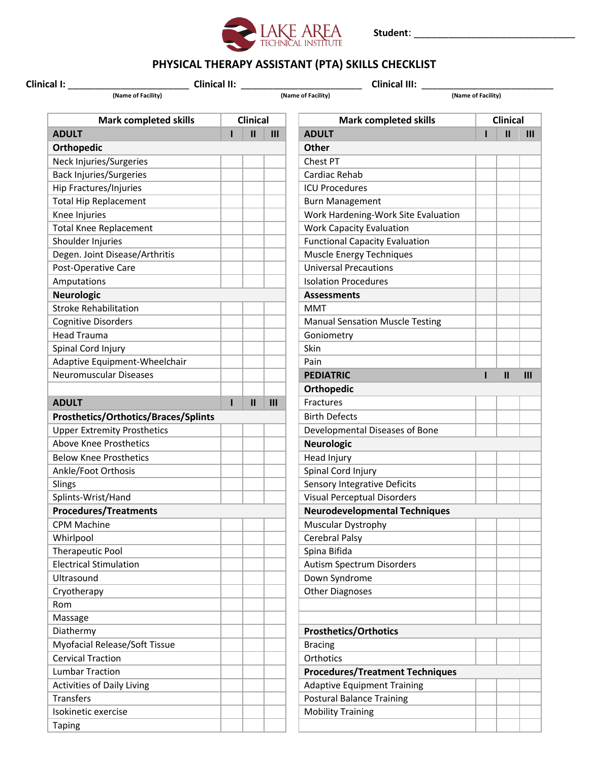LAKE AREA TECHNICAL INSTITUTE

Student: ______________________________

# PHYSICAL THERAPY ASSISTANT (PTA) SKILLS CHECKLIST

Clinical I: ________________________ (Name of Facility)  Clinical II: ________________________ (Name of Facility)  Clinical III: ________________________ (Name of Facility)

| Mark completed skills | Clinical | | |
|---|---|---|---|
| **ADULT** | **I** | **II** | **III** |
| **Orthopedic** | | | |
| Neck Injuries/Surgeries | | | |
| Back Injuries/Surgeries | | | |
| Hip Fractures/Injuries | | | |
| Total Hip Replacement | | | |
| Knee Injuries | | | |
| Total Knee Replacement | | | |
| Shoulder Injuries | | | |
| Degen. Joint Disease/Arthritis | | | |
| Post-Operative Care | | | |
| Amputations | | | |
| **Neurologic** | | | |
| Stroke Rehabilitation | | | |
| Cognitive Disorders | | | |
| Head Trauma | | | |
| Spinal Cord Injury | | | |
| Adaptive Equipment-Wheelchair | | | |
| Neuromuscular Diseases | | | |
| | | | |
| **ADULT** | **I** | **II** | **III** |
| **Prosthetics/Orthotics/Braces/Splints** | | | |
| Upper Extremity Prosthetics | | | |
| Above Knee Prosthetics | | | |
| Below Knee Prosthetics | | | |
| Ankle/Foot Orthosis | | | |
| Slings | | | |
| Splints-Wrist/Hand | | | |
| **Procedures/Treatments** | | | |
| CPM Machine | | | |
| Whirlpool | | | |
| Therapeutic Pool | | | |
| Electrical Stimulation | | | |
| Ultrasound | | | |
| Cryotherapy | | | |
| Rom | | | |
| Massage | | | |
| Diathermy | | | |
| Myofacial Release/Soft Tissue | | | |
| Cervical Traction | | | |
| Lumbar Traction | | | |
| Activities of Daily Living | | | |
| Transfers | | | |
| Isokinetic exercise | | | |
| Taping | | | |

| Mark completed skills | Clinical | | |
|---|---|---|---|
| **ADULT** | **I** | **II** | **III** |
| **Other** | | | |
| Chest PT | | | |
| Cardiac Rehab | | | |
| ICU Procedures | | | |
| Burn Management | | | |
| Work Hardening-Work Site Evaluation | | | |
| Work Capacity Evaluation | | | |
| Functional Capacity Evaluation | | | |
| Muscle Energy Techniques | | | |
| Universal Precautions | | | |
| Isolation Procedures | | | |
| **Assessments** | | | |
| MMT | | | |
| Manual Sensation Muscle Testing | | | |
| Goniometry | | | |
| Skin | | | |
| Pain | | | |
| **PEDIATRIC** | **I** | **II** | **III** |
| **Orthopedic** | | | |
| Fractures | | | |
| Birth Defects | | | |
| Developmental Diseases of Bone | | | |
| **Neurologic** | | | |
| Head Injury | | | |
| Spinal Cord Injury | | | |
| Sensory Integrative Deficits | | | |
| Visual Perceptual Disorders | | | |
| **Neurodevelopmental Techniques** | | | |
| Muscular Dystrophy | | | |
| Cerebral Palsy | | | |
| Spina Bifida | | | |
| Autism Spectrum Disorders | | | |
| Down Syndrome | | | |
| Other Diagnoses | | | |
| | | | |
| | | | |
| **Prosthetics/Orthotics** | | | |
| Bracing | | | |
| Orthotics | | | |
| **Procedures/Treatment Techniques** | | | |
| Adaptive Equipment Training | | | |
| Postural Balance Training | | | |
| Mobility Training | | | |
| | | | |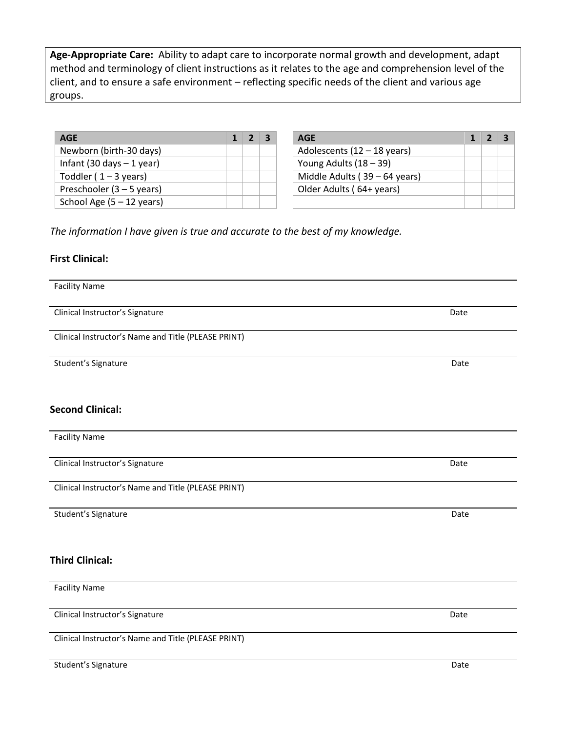**Age-Appropriate Care:** Ability to adapt care to incorporate normal growth and development, adapt method and terminology of client instructions as it relates to the age and comprehension level of the client, and to ensure a safe environment – reflecting specific needs of the client and various age groups.

| AGE | 1 | 2 | 3 |
|---|---|---|---|
| Newborn (birth-30 days) | | | |
| Infant (30 days – 1 year) | | | |
| Toddler ( 1 – 3 years) | | | |
| Preschooler (3 – 5 years) | | | |
| School Age (5 – 12 years) | | | |

| AGE | 1 | 2 | 3 |
|---|---|---|---|
| Adolescents (12 – 18 years) | | | |
| Young Adults (18 – 39) | | | |
| Middle Adults ( 39 – 64 years) | | | |
| Older Adults ( 64+ years) | | | |
| | | | |

*The information I have given is true and accurate to the best of my knowledge.*

**First Clinical:**

Facility Name

Clinical Instructor's Signature — Date

Clinical Instructor's Name and Title (PLEASE PRINT)

Student's Signature — Date

**Second Clinical:**

Facility Name

Clinical Instructor's Signature — Date

Clinical Instructor's Name and Title (PLEASE PRINT)

Student's Signature — Date

**Third Clinical:**

Facility Name

Clinical Instructor's Signature — Date

Clinical Instructor's Name and Title (PLEASE PRINT)

Student's Signature — Date